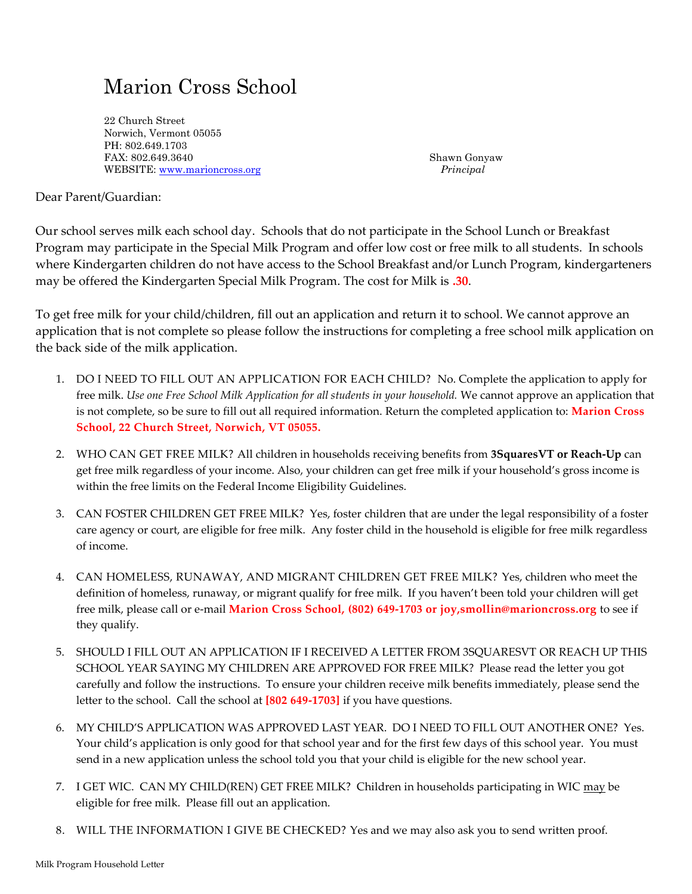# Marion Cross School

22 Church Street
Norwich, Vermont 05055
PH: 802.649.1703
FAX: 802.649.3640
WEBSITE: www.marioncross.org

Shawn Gonyaw
*Principal*

Dear Parent/Guardian:

Our school serves milk each school day. Schools that do not participate in the School Lunch or Breakfast Program may participate in the Special Milk Program and offer low cost or free milk to all students. In schools where Kindergarten children do not have access to the School Breakfast and/or Lunch Program, kindergarteners may be offered the Kindergarten Special Milk Program. The cost for Milk is **.30**.

To get free milk for your child/children, fill out an application and return it to school. We cannot approve an application that is not complete so please follow the instructions for completing a free school milk application on the back side of the milk application.

1. DO I NEED TO FILL OUT AN APPLICATION FOR EACH CHILD? No. Complete the application to apply for free milk. *Use one Free School Milk Application for all students in your household.* We cannot approve an application that is not complete, so be sure to fill out all required information. Return the completed application to: **Marion Cross School, 22 Church Street, Norwich, VT 05055.**

2. WHO CAN GET FREE MILK? All children in households receiving benefits from **3SquaresVT or Reach-Up** can get free milk regardless of your income. Also, your children can get free milk if your household's gross income is within the free limits on the Federal Income Eligibility Guidelines.

3. CAN FOSTER CHILDREN GET FREE MILK? Yes, foster children that are under the legal responsibility of a foster care agency or court, are eligible for free milk. Any foster child in the household is eligible for free milk regardless of income.

4. CAN HOMELESS, RUNAWAY, AND MIGRANT CHILDREN GET FREE MILK? Yes, children who meet the definition of homeless, runaway, or migrant qualify for free milk. If you haven't been told your children will get free milk, please call or e-mail **Marion Cross School, (802) 649-1703 or joy,smollin@marioncross.org** to see if they qualify.

5. SHOULD I FILL OUT AN APPLICATION IF I RECEIVED A LETTER FROM 3SQUARESVT OR REACH UP THIS SCHOOL YEAR SAYING MY CHILDREN ARE APPROVED FOR FREE MILK? Please read the letter you got carefully and follow the instructions. To ensure your children receive milk benefits immediately, please send the letter to the school. Call the school at **[802 649-1703]** if you have questions.

6. MY CHILD'S APPLICATION WAS APPROVED LAST YEAR. DO I NEED TO FILL OUT ANOTHER ONE? Yes. Your child's application is only good for that school year and for the first few days of this school year. You must send in a new application unless the school told you that your child is eligible for the new school year.

7. I GET WIC. CAN MY CHILD(REN) GET FREE MILK? Children in households participating in WIC <u>may</u> be eligible for free milk. Please fill out an application.

8. WILL THE INFORMATION I GIVE BE CHECKED? Yes and we may also ask you to send written proof.

Milk Program Household Letter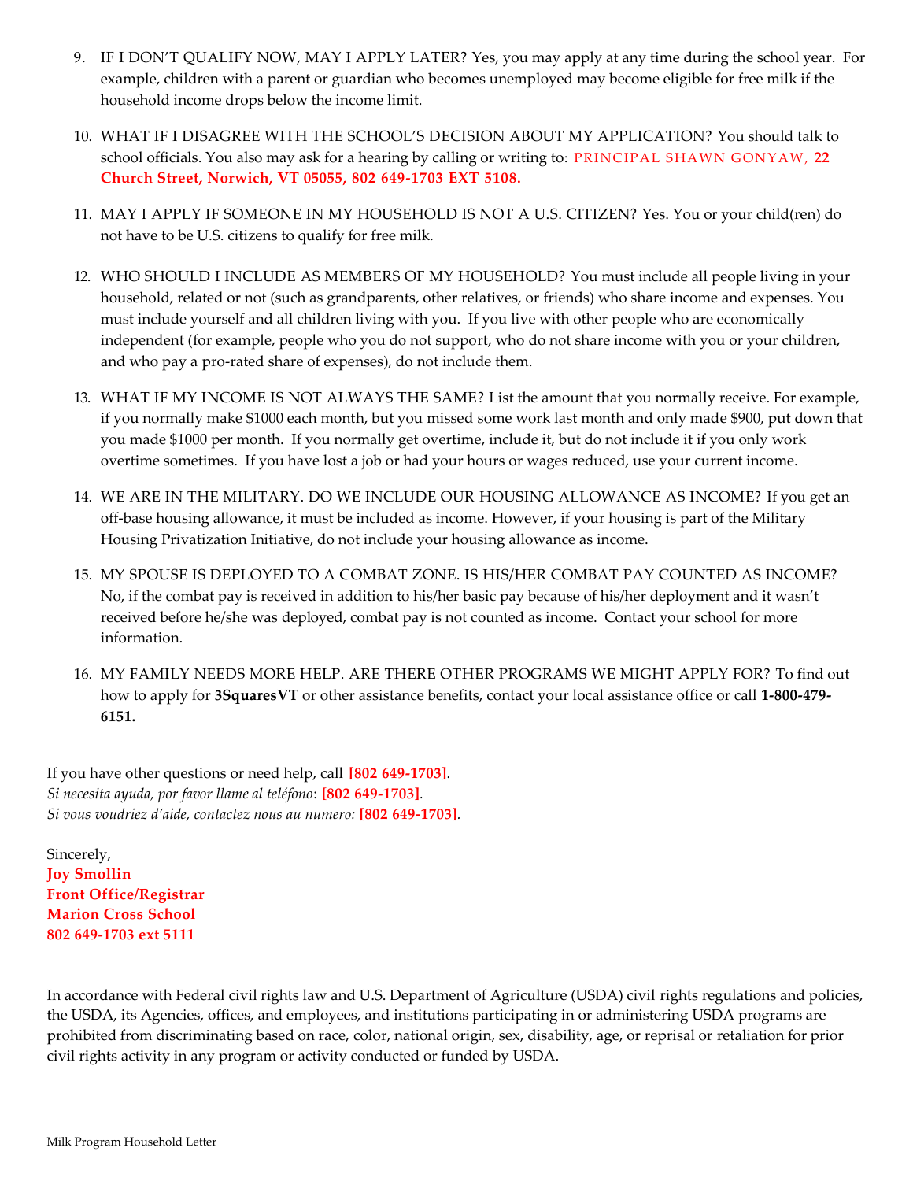9. IF I DON'T QUALIFY NOW, MAY I APPLY LATER? Yes, you may apply at any time during the school year. For example, children with a parent or guardian who becomes unemployed may become eligible for free milk if the household income drops below the income limit.

10. WHAT IF I DISAGREE WITH THE SCHOOL'S DECISION ABOUT MY APPLICATION? You should talk to school officials. You also may ask for a hearing by calling or writing to: PRINCIPAL SHAWN GONYAW, **22 Church Street, Norwich, VT 05055, 802 649-1703 EXT 5108.**

11. MAY I APPLY IF SOMEONE IN MY HOUSEHOLD IS NOT A U.S. CITIZEN? Yes. You or your child(ren) do not have to be U.S. citizens to qualify for free milk.

12. WHO SHOULD I INCLUDE AS MEMBERS OF MY HOUSEHOLD? You must include all people living in your household, related or not (such as grandparents, other relatives, or friends) who share income and expenses. You must include yourself and all children living with you. If you live with other people who are economically independent (for example, people who you do not support, who do not share income with you or your children, and who pay a pro-rated share of expenses), do not include them.

13. WHAT IF MY INCOME IS NOT ALWAYS THE SAME? List the amount that you normally receive. For example, if you normally make $1000 each month, but you missed some work last month and only made $900, put down that you made $1000 per month. If you normally get overtime, include it, but do not include it if you only work overtime sometimes. If you have lost a job or had your hours or wages reduced, use your current income.

14. WE ARE IN THE MILITARY. DO WE INCLUDE OUR HOUSING ALLOWANCE AS INCOME? If you get an off-base housing allowance, it must be included as income. However, if your housing is part of the Military Housing Privatization Initiative, do not include your housing allowance as income.

15. MY SPOUSE IS DEPLOYED TO A COMBAT ZONE. IS HIS/HER COMBAT PAY COUNTED AS INCOME? No, if the combat pay is received in addition to his/her basic pay because of his/her deployment and it wasn't received before he/she was deployed, combat pay is not counted as income. Contact your school for more information.

16. MY FAMILY NEEDS MORE HELP. ARE THERE OTHER PROGRAMS WE MIGHT APPLY FOR? To find out how to apply for **3SquaresVT** or other assistance benefits, contact your local assistance office or call **1-800-479-6151.**

If you have other questions or need help, call **[802 649-1703]**.
*Si necesita ayuda, por favor llame al teléfono*: **[802 649-1703]**.
*Si vous voudriez d'aide, contactez nous au numero:* **[802 649-1703]**.

Sincerely,
**Joy Smollin**
**Front Office/Registrar**
**Marion Cross School**
**802 649-1703 ext 5111**

In accordance with Federal civil rights law and U.S. Department of Agriculture (USDA) civil rights regulations and policies, the USDA, its Agencies, offices, and employees, and institutions participating in or administering USDA programs are prohibited from discriminating based on race, color, national origin, sex, disability, age, or reprisal or retaliation for prior civil rights activity in any program or activity conducted or funded by USDA.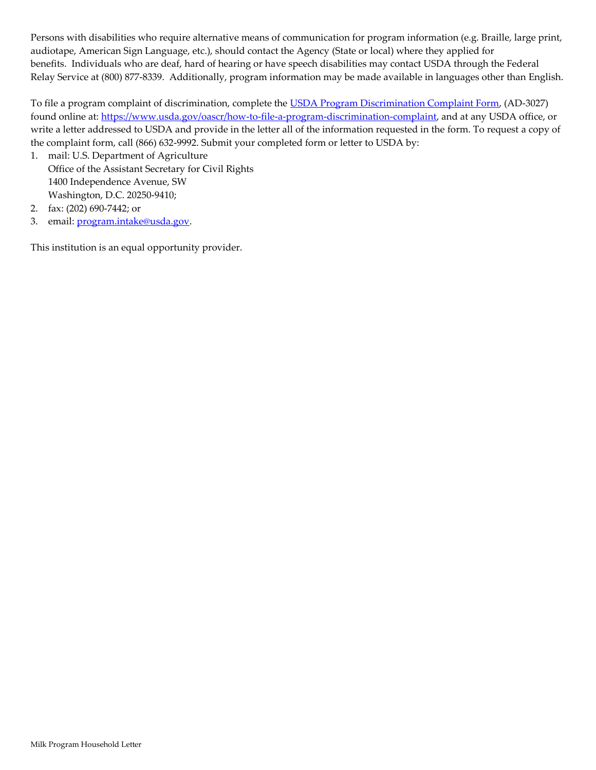Persons with disabilities who require alternative means of communication for program information (e.g. Braille, large print, audiotape, American Sign Language, etc.), should contact the Agency (State or local) where they applied for benefits. Individuals who are deaf, hard of hearing or have speech disabilities may contact USDA through the Federal Relay Service at (800) 877-8339. Additionally, program information may be made available in languages other than English.

To file a program complaint of discrimination, complete the [USDA Program Discrimination Complaint Form](https://www.usda.gov/oascr/how-to-file-a-program-discrimination-complaint), (AD-3027) found online at: [https://www.usda.gov/oascr/how-to-file-a-program-discrimination-complaint](https://www.usda.gov/oascr/how-to-file-a-program-discrimination-complaint), and at any USDA office, or write a letter addressed to USDA and provide in the letter all of the information requested in the form. To request a copy of the complaint form, call (866) 632-9992. Submit your completed form or letter to USDA by:

1. mail: U.S. Department of Agriculture
   Office of the Assistant Secretary for Civil Rights
   1400 Independence Avenue, SW
   Washington, D.C. 20250-9410;
2. fax: (202) 690-7442; or
3. email: [program.intake@usda.gov](mailto:program.intake@usda.gov).

This institution is an equal opportunity provider.